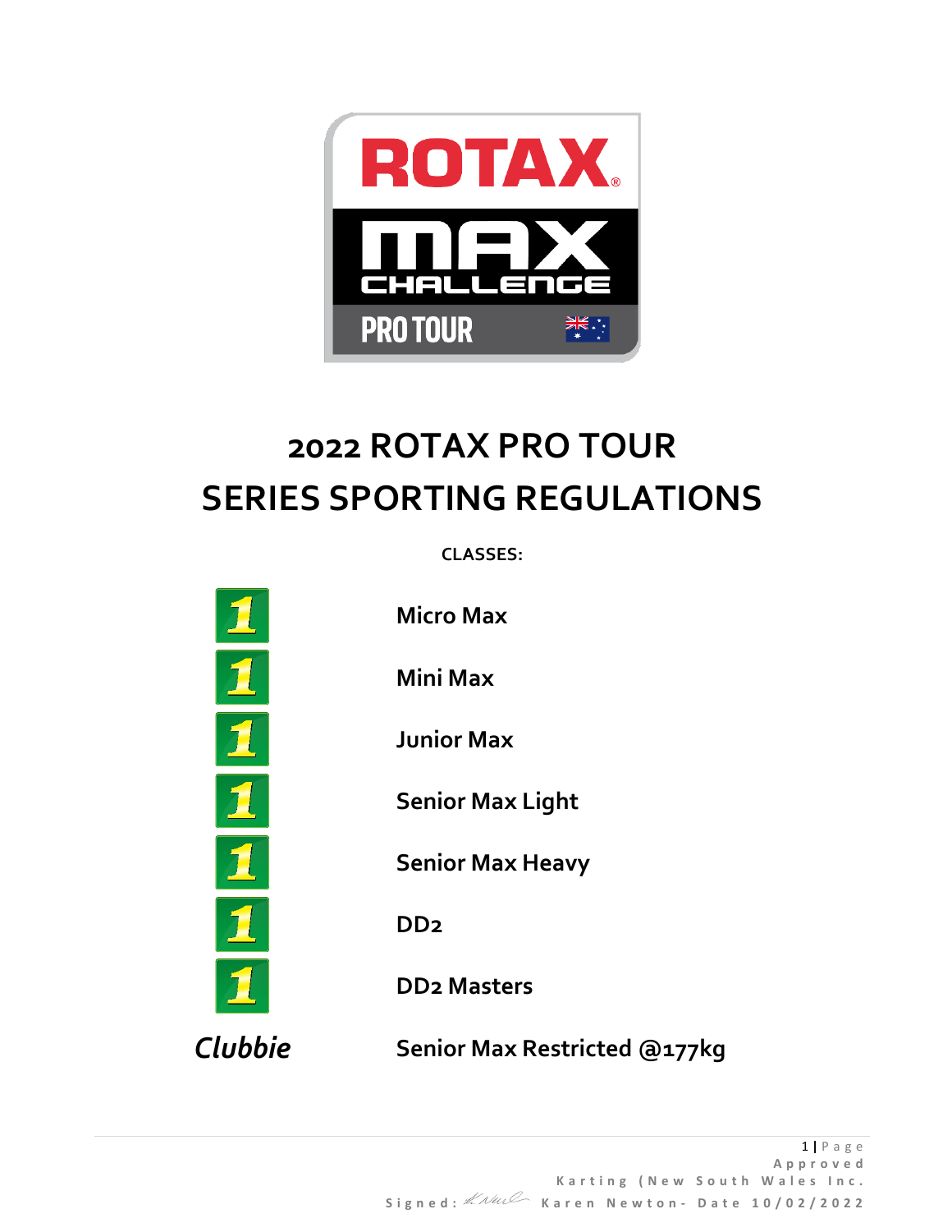# 2022 ROTAX PRO TOUR
# SERIES SPORTING REGULATIONS

**CLASSES:**

| | |
|---|---|
| 1 | **Micro Max** |
| 1 | **Mini Max** |
| 1 | **Junior Max** |
| 1 | **Senior Max Light** |
| 1 | **Senior Max Heavy** |
| 1 | **DD2** |
| 1 | **DD2 Masters** |
| ***Clubbie*** | **Senior Max Restricted @177kg** |

Approved
Karting (New South Wales Inc.
Signed: Karen Newton- Date 10/02/2022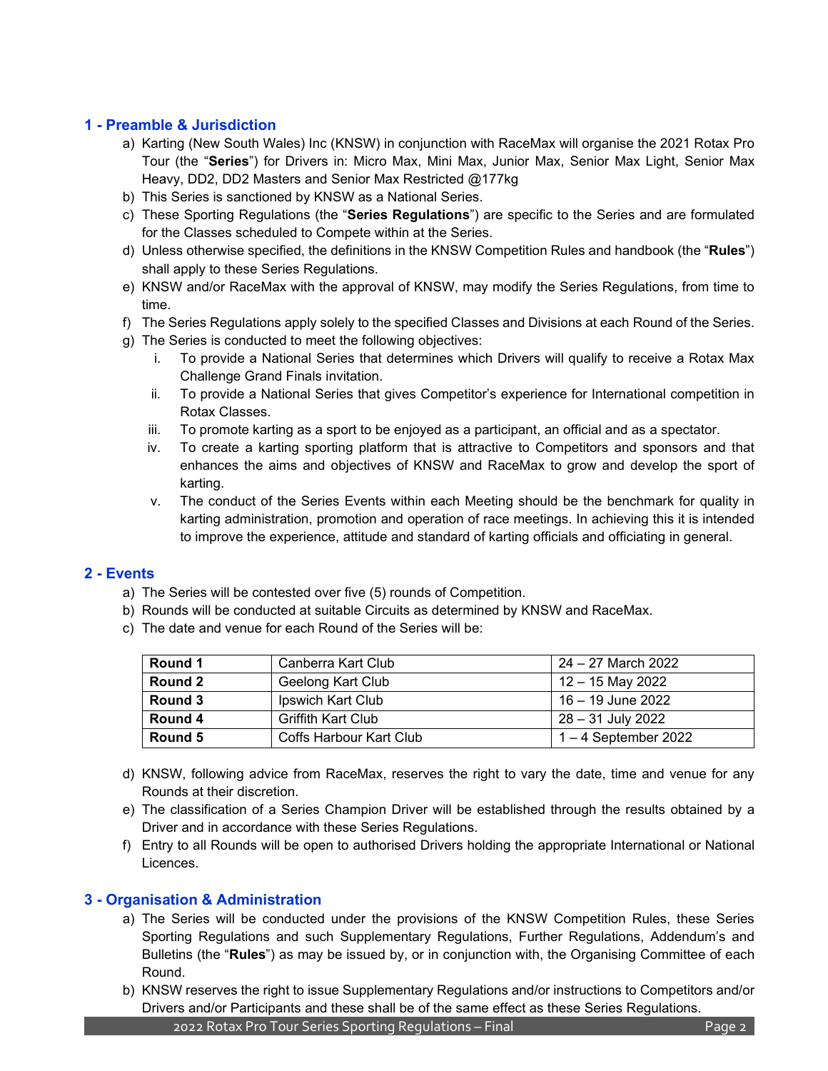## 1 - Preamble & Jurisdiction

a) Karting (New South Wales) Inc (KNSW) in conjunction with RaceMax will organise the 2021 Rotax Pro Tour (the "**Series**") for Drivers in: Micro Max, Mini Max, Junior Max, Senior Max Light, Senior Max Heavy, DD2, DD2 Masters and Senior Max Restricted @177kg

b) This Series is sanctioned by KNSW as a National Series.

c) These Sporting Regulations (the "**Series Regulations**") are specific to the Series and are formulated for the Classes scheduled to Compete within at the Series.

d) Unless otherwise specified, the definitions in the KNSW Competition Rules and handbook (the "**Rules**") shall apply to these Series Regulations.

e) KNSW and/or RaceMax with the approval of KNSW, may modify the Series Regulations, from time to time.

f) The Series Regulations apply solely to the specified Classes and Divisions at each Round of the Series.

g) The Series is conducted to meet the following objectives:

   i. To provide a National Series that determines which Drivers will qualify to receive a Rotax Max Challenge Grand Finals invitation.

   ii. To provide a National Series that gives Competitor's experience for International competition in Rotax Classes.

   iii. To promote karting as a sport to be enjoyed as a participant, an official and as a spectator.

   iv. To create a karting sporting platform that is attractive to Competitors and sponsors and that enhances the aims and objectives of KNSW and RaceMax to grow and develop the sport of karting.

   v. The conduct of the Series Events within each Meeting should be the benchmark for quality in karting administration, promotion and operation of race meetings. In achieving this it is intended to improve the experience, attitude and standard of karting officials and officiating in general.

## 2 - Events

a) The Series will be contested over five (5) rounds of Competition.

b) Rounds will be conducted at suitable Circuits as determined by KNSW and RaceMax.

c) The date and venue for each Round of the Series will be:

| | | |
|---|---|---|
| **Round 1** | Canberra Kart Club | 24 – 27 March 2022 |
| **Round 2** | Geelong Kart Club | 12 – 15 May 2022 |
| **Round 3** | Ipswich Kart Club | 16 – 19 June 2022 |
| **Round 4** | Griffith Kart Club | 28 – 31 July 2022 |
| **Round 5** | Coffs Harbour Kart Club | 1 – 4 September 2022 |

d) KNSW, following advice from RaceMax, reserves the right to vary the date, time and venue for any Rounds at their discretion.

e) The classification of a Series Champion Driver will be established through the results obtained by a Driver and in accordance with these Series Regulations.

f) Entry to all Rounds will be open to authorised Drivers holding the appropriate International or National Licences.

## 3 - Organisation & Administration

a) The Series will be conducted under the provisions of the KNSW Competition Rules, these Series Sporting Regulations and such Supplementary Regulations, Further Regulations, Addendum's and Bulletins (the "**Rules**") as may be issued by, or in conjunction with, the Organising Committee of each Round.

b) KNSW reserves the right to issue Supplementary Regulations and/or instructions to Competitors and/or Drivers and/or Participants and these shall be of the same effect as these Series Regulations.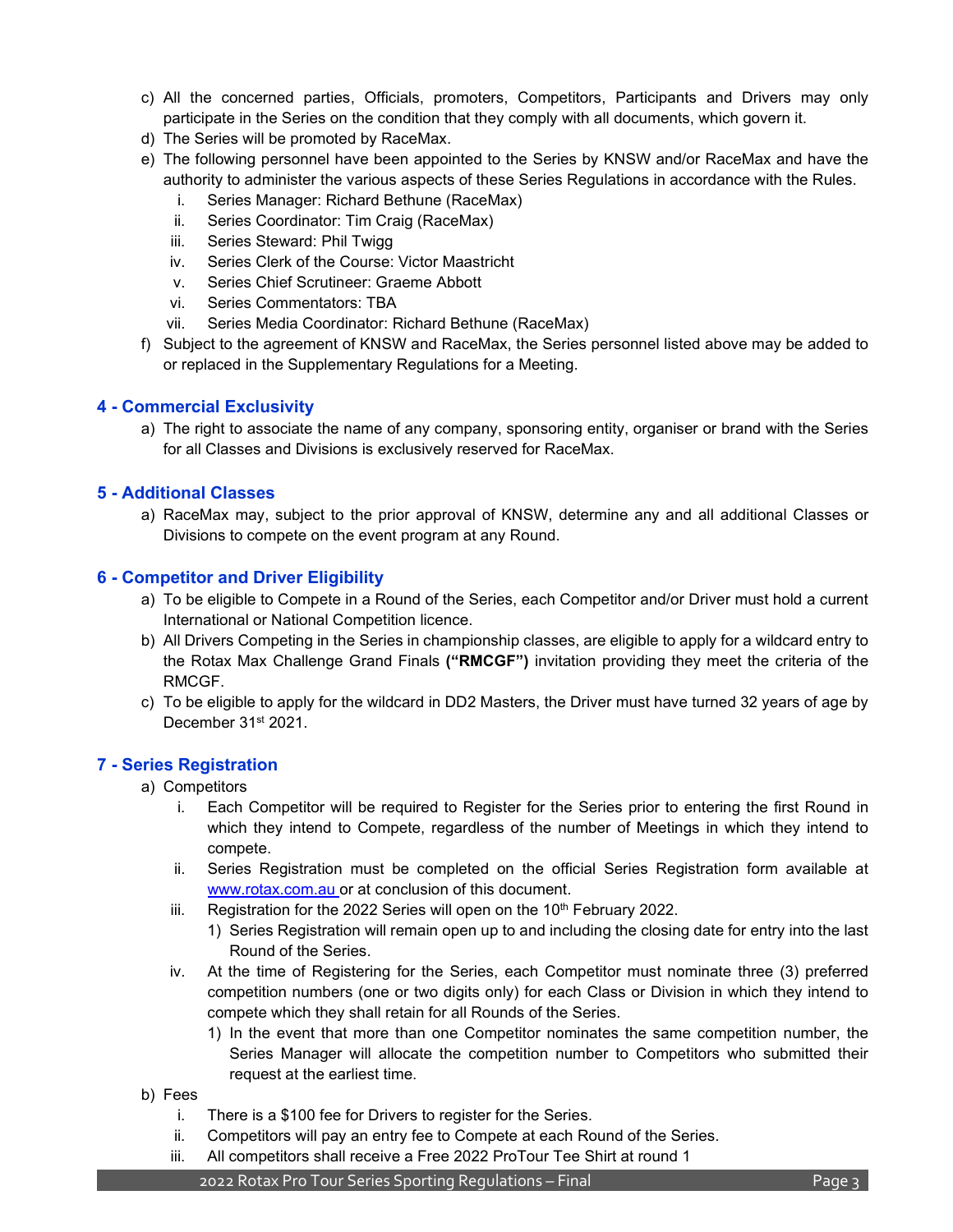c) All the concerned parties, Officials, promoters, Competitors, Participants and Drivers may only participate in the Series on the condition that they comply with all documents, which govern it.
d) The Series will be promoted by RaceMax.
e) The following personnel have been appointed to the Series by KNSW and/or RaceMax and have the authority to administer the various aspects of these Series Regulations in accordance with the Rules.
   i. Series Manager: Richard Bethune (RaceMax)
   ii. Series Coordinator: Tim Craig (RaceMax)
   iii. Series Steward: Phil Twigg
   iv. Series Clerk of the Course: Victor Maastricht
   v. Series Chief Scrutineer: Graeme Abbott
   vi. Series Commentators: TBA
   vii. Series Media Coordinator: Richard Bethune (RaceMax)
f) Subject to the agreement of KNSW and RaceMax, the Series personnel listed above may be added to or replaced in the Supplementary Regulations for a Meeting.

## 4 - Commercial Exclusivity

a) The right to associate the name of any company, sponsoring entity, organiser or brand with the Series for all Classes and Divisions is exclusively reserved for RaceMax.

## 5 - Additional Classes

a) RaceMax may, subject to the prior approval of KNSW, determine any and all additional Classes or Divisions to compete on the event program at any Round.

## 6 - Competitor and Driver Eligibility

a) To be eligible to Compete in a Round of the Series, each Competitor and/or Driver must hold a current International or National Competition licence.
b) All Drivers Competing in the Series in championship classes, are eligible to apply for a wildcard entry to the Rotax Max Challenge Grand Finals **("RMCGF")** invitation providing they meet the criteria of the RMCGF.
c) To be eligible to apply for the wildcard in DD2 Masters, the Driver must have turned 32 years of age by December 31st 2021.

## 7 - Series Registration

a) Competitors
   i. Each Competitor will be required to Register for the Series prior to entering the first Round in which they intend to Compete, regardless of the number of Meetings in which they intend to compete.
   ii. Series Registration must be completed on the official Series Registration form available at www.rotax.com.au or at conclusion of this document.
   iii. Registration for the 2022 Series will open on the 10th February 2022.
      1) Series Registration will remain open up to and including the closing date for entry into the last Round of the Series.
   iv. At the time of Registering for the Series, each Competitor must nominate three (3) preferred competition numbers (one or two digits only) for each Class or Division in which they intend to compete which they shall retain for all Rounds of the Series.
      1) In the event that more than one Competitor nominates the same competition number, the Series Manager will allocate the competition number to Competitors who submitted their request at the earliest time.
b) Fees
   i. There is a $100 fee for Drivers to register for the Series.
   ii. Competitors will pay an entry fee to Compete at each Round of the Series.
   iii. All competitors shall receive a Free 2022 ProTour Tee Shirt at round 1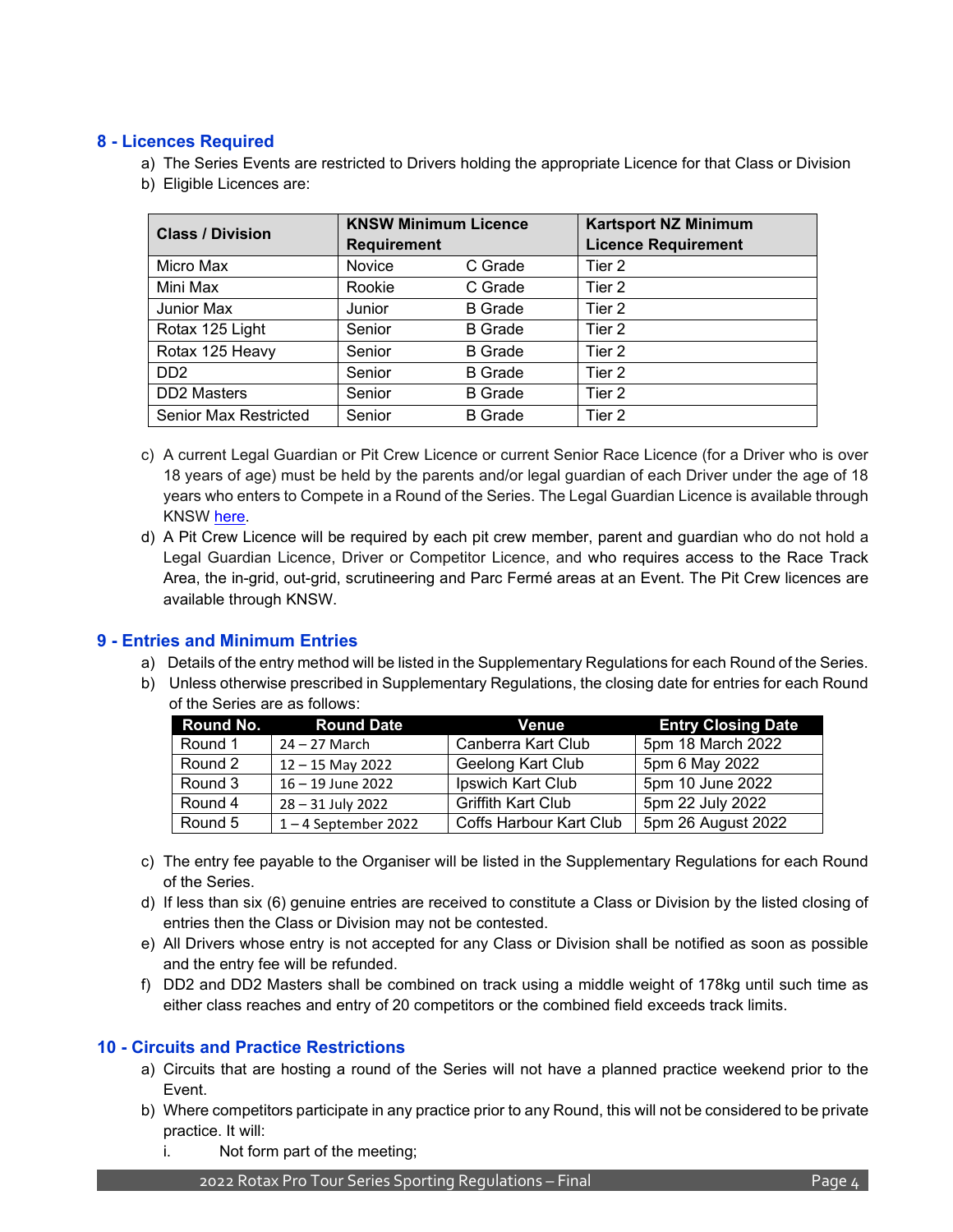## 8 - Licences Required

a) The Series Events are restricted to Drivers holding the appropriate Licence for that Class or Division
b) Eligible Licences are:

| Class / Division | KNSW Minimum Licence Requirement | | Kartsport NZ Minimum Licence Requirement |
|---|---|---|---|
| Micro Max | Novice | C Grade | Tier 2 |
| Mini Max | Rookie | C Grade | Tier 2 |
| Junior Max | Junior | B Grade | Tier 2 |
| Rotax 125 Light | Senior | B Grade | Tier 2 |
| Rotax 125 Heavy | Senior | B Grade | Tier 2 |
| DD2 | Senior | B Grade | Tier 2 |
| DD2 Masters | Senior | B Grade | Tier 2 |
| Senior Max Restricted | Senior | B Grade | Tier 2 |

c) A current Legal Guardian or Pit Crew Licence or current Senior Race Licence (for a Driver who is over 18 years of age) must be held by the parents and/or legal guardian of each Driver under the age of 18 years who enters to Compete in a Round of the Series. The Legal Guardian Licence is available through KNSW here.
d) A Pit Crew Licence will be required by each pit crew member, parent and guardian who do not hold a Legal Guardian Licence, Driver or Competitor Licence, and who requires access to the Race Track Area, the in-grid, out-grid, scrutineering and Parc Fermé areas at an Event. The Pit Crew licences are available through KNSW.

## 9 - Entries and Minimum Entries

a) Details of the entry method will be listed in the Supplementary Regulations for each Round of the Series.
b) Unless otherwise prescribed in Supplementary Regulations, the closing date for entries for each Round of the Series are as follows:

| Round No. | Round Date | Venue | Entry Closing Date |
|---|---|---|---|
| Round 1 | 24 – 27 March | Canberra Kart Club | 5pm 18 March 2022 |
| Round 2 | 12 – 15 May 2022 | Geelong Kart Club | 5pm 6 May 2022 |
| Round 3 | 16 – 19 June 2022 | Ipswich Kart Club | 5pm 10 June 2022 |
| Round 4 | 28 – 31 July 2022 | Griffith Kart Club | 5pm 22 July 2022 |
| Round 5 | 1 – 4 September 2022 | Coffs Harbour Kart Club | 5pm 26 August 2022 |

c) The entry fee payable to the Organiser will be listed in the Supplementary Regulations for each Round of the Series.
d) If less than six (6) genuine entries are received to constitute a Class or Division by the listed closing of entries then the Class or Division may not be contested.
e) All Drivers whose entry is not accepted for any Class or Division shall be notified as soon as possible and the entry fee will be refunded.
f) DD2 and DD2 Masters shall be combined on track using a middle weight of 178kg until such time as either class reaches and entry of 20 competitors or the combined field exceeds track limits.

## 10 - Circuits and Practice Restrictions

a) Circuits that are hosting a round of the Series will not have a planned practice weekend prior to the Event.
b) Where competitors participate in any practice prior to any Round, this will not be considered to be private practice. It will:
   i. Not form part of the meeting;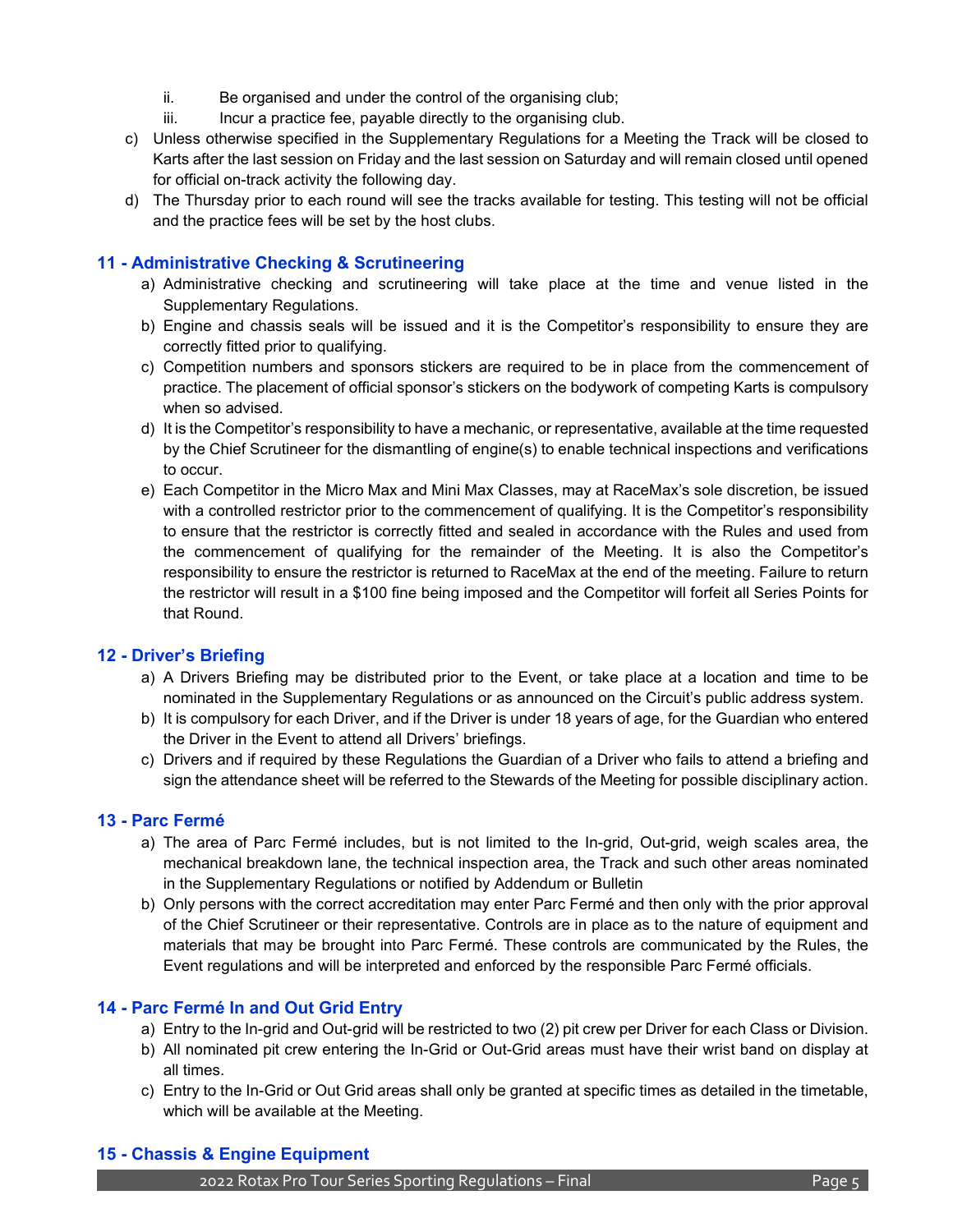ii. Be organised and under the control of the organising club;
    iii. Incur a practice fee, payable directly to the organising club.

c) Unless otherwise specified in the Supplementary Regulations for a Meeting the Track will be closed to Karts after the last session on Friday and the last session on Saturday and will remain closed until opened for official on-track activity the following day.

d) The Thursday prior to each round will see the tracks available for testing. This testing will not be official and the practice fees will be set by the host clubs.

## 11 - Administrative Checking & Scrutineering

a) Administrative checking and scrutineering will take place at the time and venue listed in the Supplementary Regulations.

b) Engine and chassis seals will be issued and it is the Competitor's responsibility to ensure they are correctly fitted prior to qualifying.

c) Competition numbers and sponsors stickers are required to be in place from the commencement of practice. The placement of official sponsor's stickers on the bodywork of competing Karts is compulsory when so advised.

d) It is the Competitor's responsibility to have a mechanic, or representative, available at the time requested by the Chief Scrutineer for the dismantling of engine(s) to enable technical inspections and verifications to occur.

e) Each Competitor in the Micro Max and Mini Max Classes, may at RaceMax's sole discretion, be issued with a controlled restrictor prior to the commencement of qualifying. It is the Competitor's responsibility to ensure that the restrictor is correctly fitted and sealed in accordance with the Rules and used from the commencement of qualifying for the remainder of the Meeting. It is also the Competitor's responsibility to ensure the restrictor is returned to RaceMax at the end of the meeting. Failure to return the restrictor will result in a $100 fine being imposed and the Competitor will forfeit all Series Points for that Round.

## 12 - Driver's Briefing

a) A Drivers Briefing may be distributed prior to the Event, or take place at a location and time to be nominated in the Supplementary Regulations or as announced on the Circuit's public address system.

b) It is compulsory for each Driver, and if the Driver is under 18 years of age, for the Guardian who entered the Driver in the Event to attend all Drivers' briefings.

c) Drivers and if required by these Regulations the Guardian of a Driver who fails to attend a briefing and sign the attendance sheet will be referred to the Stewards of the Meeting for possible disciplinary action.

## 13 - Parc Fermé

a) The area of Parc Fermé includes, but is not limited to the In-grid, Out-grid, weigh scales area, the mechanical breakdown lane, the technical inspection area, the Track and such other areas nominated in the Supplementary Regulations or notified by Addendum or Bulletin

b) Only persons with the correct accreditation may enter Parc Fermé and then only with the prior approval of the Chief Scrutineer or their representative. Controls are in place as to the nature of equipment and materials that may be brought into Parc Fermé. These controls are communicated by the Rules, the Event regulations and will be interpreted and enforced by the responsible Parc Fermé officials.

## 14 - Parc Fermé In and Out Grid Entry

a) Entry to the In-grid and Out-grid will be restricted to two (2) pit crew per Driver for each Class or Division.

b) All nominated pit crew entering the In-Grid or Out-Grid areas must have their wrist band on display at all times.

c) Entry to the In-Grid or Out Grid areas shall only be granted at specific times as detailed in the timetable, which will be available at the Meeting.

## 15 - Chassis & Engine Equipment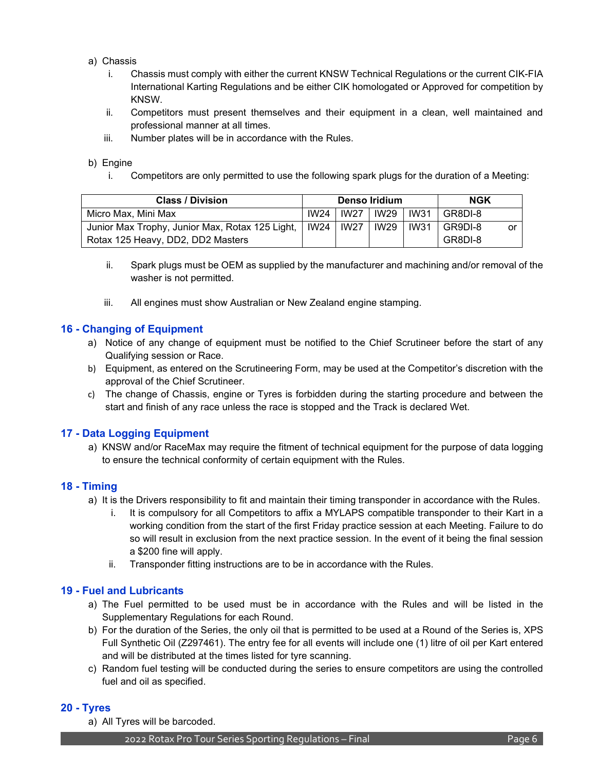a) Chassis

  i. Chassis must comply with either the current KNSW Technical Regulations or the current CIK-FIA International Karting Regulations and be either CIK homologated or Approved for competition by KNSW.

  ii. Competitors must present themselves and their equipment in a clean, well maintained and professional manner at all times.

  iii. Number plates will be in accordance with the Rules.

b) Engine

  i. Competitors are only permitted to use the following spark plugs for the duration of a Meeting:

| Class / Division | Denso Iridium | | | | NGK |
|---|---|---|---|---|---|
| Micro Max, Mini Max | IW24 | IW27 | IW29 | IW31 | GR8DI-8 |
| Junior Max Trophy, Junior Max, Rotax 125 Light, Rotax 125 Heavy, DD2, DD2 Masters | IW24 | IW27 | IW29 | IW31 | GR9DI-8 or GR8DI-8 |

  ii. Spark plugs must be OEM as supplied by the manufacturer and machining and/or removal of the washer is not permitted.

  iii. All engines must show Australian or New Zealand engine stamping.

## 16 - Changing of Equipment

a) Notice of any change of equipment must be notified to the Chief Scrutineer before the start of any Qualifying session or Race.

b) Equipment, as entered on the Scrutineering Form, may be used at the Competitor's discretion with the approval of the Chief Scrutineer.

c) The change of Chassis, engine or Tyres is forbidden during the starting procedure and between the start and finish of any race unless the race is stopped and the Track is declared Wet.

## 17 - Data Logging Equipment

a) KNSW and/or RaceMax may require the fitment of technical equipment for the purpose of data logging to ensure the technical conformity of certain equipment with the Rules.

## 18 - Timing

a) It is the Drivers responsibility to fit and maintain their timing transponder in accordance with the Rules.

  i. It is compulsory for all Competitors to affix a MYLAPS compatible transponder to their Kart in a working condition from the start of the first Friday practice session at each Meeting. Failure to do so will result in exclusion from the next practice session. In the event of it being the final session a $200 fine will apply.

  ii. Transponder fitting instructions are to be in accordance with the Rules.

## 19 - Fuel and Lubricants

a) The Fuel permitted to be used must be in accordance with the Rules and will be listed in the Supplementary Regulations for each Round.

b) For the duration of the Series, the only oil that is permitted to be used at a Round of the Series is, XPS Full Synthetic Oil (Z297461). The entry fee for all events will include one (1) litre of oil per Kart entered and will be distributed at the times listed for tyre scanning.

c) Random fuel testing will be conducted during the series to ensure competitors are using the controlled fuel and oil as specified.

## 20 - Tyres

a) All Tyres will be barcoded.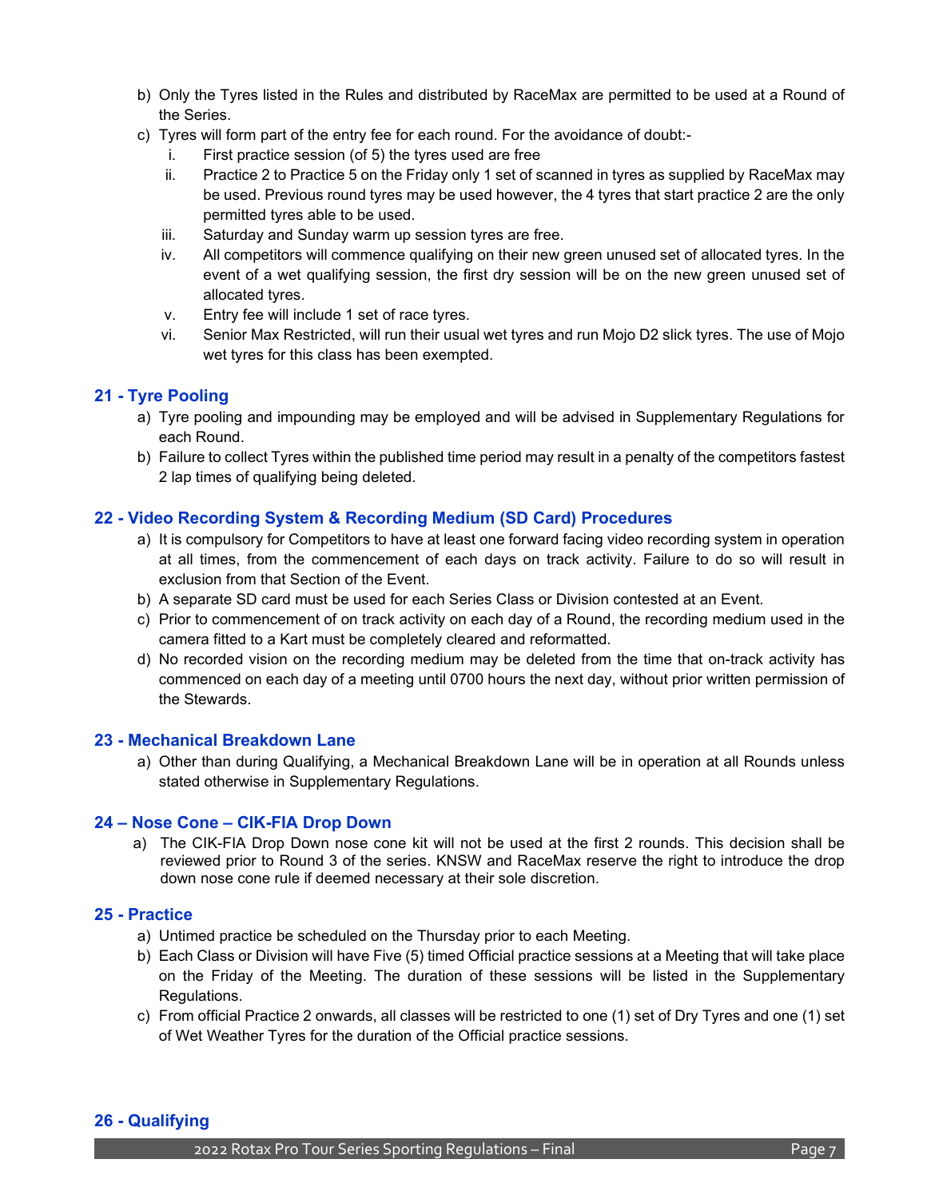b) Only the Tyres listed in the Rules and distributed by RaceMax are permitted to be used at a Round of the Series.

c) Tyres will form part of the entry fee for each round. For the avoidance of doubt:-

   i. First practice session (of 5) the tyres used are free

   ii. Practice 2 to Practice 5 on the Friday only 1 set of scanned in tyres as supplied by RaceMax may be used. Previous round tyres may be used however, the 4 tyres that start practice 2 are the only permitted tyres able to be used.

   iii. Saturday and Sunday warm up session tyres are free.

   iv. All competitors will commence qualifying on their new green unused set of allocated tyres. In the event of a wet qualifying session, the first dry session will be on the new green unused set of allocated tyres.

   v. Entry fee will include 1 set of race tyres.

   vi. Senior Max Restricted, will run their usual wet tyres and run Mojo D2 slick tyres. The use of Mojo wet tyres for this class has been exempted.

## 21 - Tyre Pooling

a) Tyre pooling and impounding may be employed and will be advised in Supplementary Regulations for each Round.

b) Failure to collect Tyres within the published time period may result in a penalty of the competitors fastest 2 lap times of qualifying being deleted.

## 22 - Video Recording System & Recording Medium (SD Card) Procedures

a) It is compulsory for Competitors to have at least one forward facing video recording system in operation at all times, from the commencement of each days on track activity. Failure to do so will result in exclusion from that Section of the Event.

b) A separate SD card must be used for each Series Class or Division contested at an Event.

c) Prior to commencement of on track activity on each day of a Round, the recording medium used in the camera fitted to a Kart must be completely cleared and reformatted.

d) No recorded vision on the recording medium may be deleted from the time that on-track activity has commenced on each day of a meeting until 0700 hours the next day, without prior written permission of the Stewards.

## 23 - Mechanical Breakdown Lane

a) Other than during Qualifying, a Mechanical Breakdown Lane will be in operation at all Rounds unless stated otherwise in Supplementary Regulations.

## 24 – Nose Cone – CIK-FIA Drop Down

a) The CIK-FIA Drop Down nose cone kit will not be used at the first 2 rounds. This decision shall be reviewed prior to Round 3 of the series. KNSW and RaceMax reserve the right to introduce the drop down nose cone rule if deemed necessary at their sole discretion.

## 25 - Practice

a) Untimed practice be scheduled on the Thursday prior to each Meeting.

b) Each Class or Division will have Five (5) timed Official practice sessions at a Meeting that will take place on the Friday of the Meeting. The duration of these sessions will be listed in the Supplementary Regulations.

c) From official Practice 2 onwards, all classes will be restricted to one (1) set of Dry Tyres and one (1) set of Wet Weather Tyres for the duration of the Official practice sessions.

## 26 - Qualifying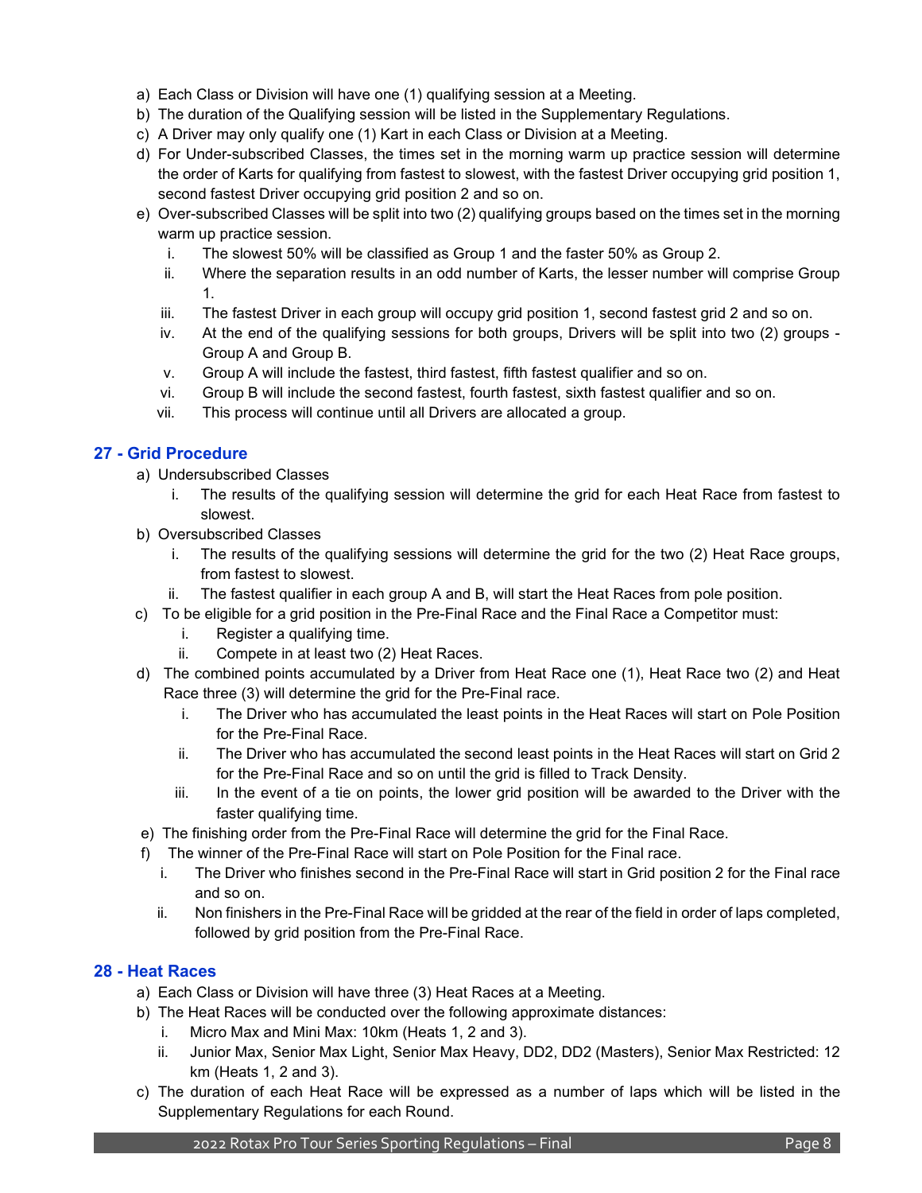a) Each Class or Division will have one (1) qualifying session at a Meeting.
b) The duration of the Qualifying session will be listed in the Supplementary Regulations.
c) A Driver may only qualify one (1) Kart in each Class or Division at a Meeting.
d) For Under-subscribed Classes, the times set in the morning warm up practice session will determine the order of Karts for qualifying from fastest to slowest, with the fastest Driver occupying grid position 1, second fastest Driver occupying grid position 2 and so on.
e) Over-subscribed Classes will be split into two (2) qualifying groups based on the times set in the morning warm up practice session.
   i. The slowest 50% will be classified as Group 1 and the faster 50% as Group 2.
   ii. Where the separation results in an odd number of Karts, the lesser number will comprise Group 1.
   iii. The fastest Driver in each group will occupy grid position 1, second fastest grid 2 and so on.
   iv. At the end of the qualifying sessions for both groups, Drivers will be split into two (2) groups - Group A and Group B.
   v. Group A will include the fastest, third fastest, fifth fastest qualifier and so on.
   vi. Group B will include the second fastest, fourth fastest, sixth fastest qualifier and so on.
   vii. This process will continue until all Drivers are allocated a group.

## 27 - Grid Procedure

a) Undersubscribed Classes
   i. The results of the qualifying session will determine the grid for each Heat Race from fastest to slowest.
b) Oversubscribed Classes
   i. The results of the qualifying sessions will determine the grid for the two (2) Heat Race groups, from fastest to slowest.
   ii. The fastest qualifier in each group A and B, will start the Heat Races from pole position.
c) To be eligible for a grid position in the Pre-Final Race and the Final Race a Competitor must:
   i. Register a qualifying time.
   ii. Compete in at least two (2) Heat Races.
d) The combined points accumulated by a Driver from Heat Race one (1), Heat Race two (2) and Heat Race three (3) will determine the grid for the Pre-Final race.
   i. The Driver who has accumulated the least points in the Heat Races will start on Pole Position for the Pre-Final Race.
   ii. The Driver who has accumulated the second least points in the Heat Races will start on Grid 2 for the Pre-Final Race and so on until the grid is filled to Track Density.
   iii. In the event of a tie on points, the lower grid position will be awarded to the Driver with the faster qualifying time.
e) The finishing order from the Pre-Final Race will determine the grid for the Final Race.
f) The winner of the Pre-Final Race will start on Pole Position for the Final race.
   i. The Driver who finishes second in the Pre-Final Race will start in Grid position 2 for the Final race and so on.
   ii. Non finishers in the Pre-Final Race will be gridded at the rear of the field in order of laps completed, followed by grid position from the Pre-Final Race.

## 28 - Heat Races

a) Each Class or Division will have three (3) Heat Races at a Meeting.
b) The Heat Races will be conducted over the following approximate distances:
   i. Micro Max and Mini Max: 10km (Heats 1, 2 and 3).
   ii. Junior Max, Senior Max Light, Senior Max Heavy, DD2, DD2 (Masters), Senior Max Restricted: 12 km (Heats 1, 2 and 3).
c) The duration of each Heat Race will be expressed as a number of laps which will be listed in the Supplementary Regulations for each Round.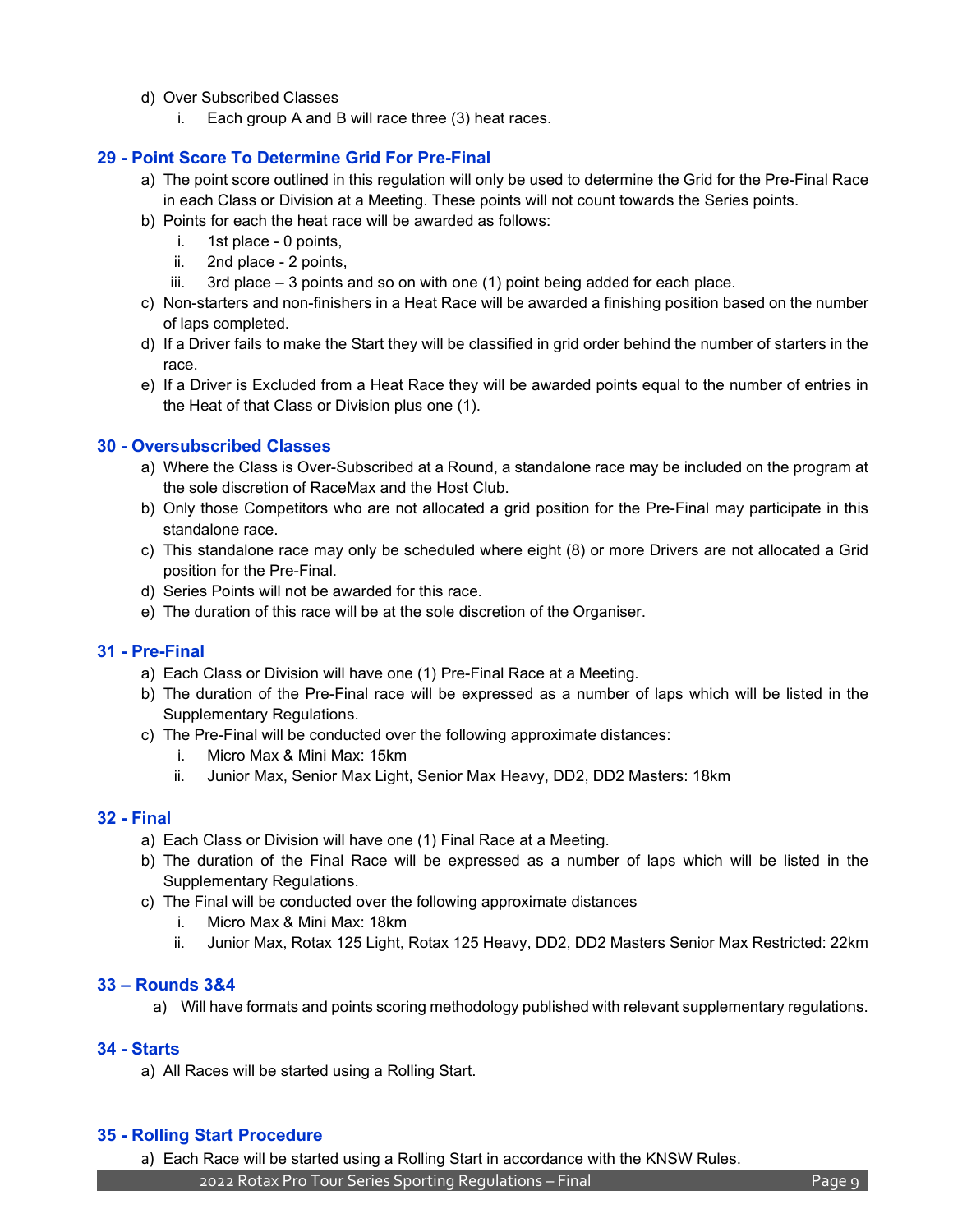d) Over Subscribed Classes
   i. Each group A and B will race three (3) heat races.

## 29 - Point Score To Determine Grid For Pre-Final

a) The point score outlined in this regulation will only be used to determine the Grid for the Pre-Final Race in each Class or Division at a Meeting. These points will not count towards the Series points.

b) Points for each the heat race will be awarded as follows:
   i. 1st place - 0 points,
   ii. 2nd place - 2 points,
   iii. 3rd place – 3 points and so on with one (1) point being added for each place.

c) Non-starters and non-finishers in a Heat Race will be awarded a finishing position based on the number of laps completed.

d) If a Driver fails to make the Start they will be classified in grid order behind the number of starters in the race.

e) If a Driver is Excluded from a Heat Race they will be awarded points equal to the number of entries in the Heat of that Class or Division plus one (1).

## 30 - Oversubscribed Classes

a) Where the Class is Over-Subscribed at a Round, a standalone race may be included on the program at the sole discretion of RaceMax and the Host Club.

b) Only those Competitors who are not allocated a grid position for the Pre-Final may participate in this standalone race.

c) This standalone race may only be scheduled where eight (8) or more Drivers are not allocated a Grid position for the Pre-Final.

d) Series Points will not be awarded for this race.

e) The duration of this race will be at the sole discretion of the Organiser.

## 31 - Pre-Final

a) Each Class or Division will have one (1) Pre-Final Race at a Meeting.

b) The duration of the Pre-Final race will be expressed as a number of laps which will be listed in the Supplementary Regulations.

c) The Pre-Final will be conducted over the following approximate distances:
   i. Micro Max & Mini Max: 15km
   ii. Junior Max, Senior Max Light, Senior Max Heavy, DD2, DD2 Masters: 18km

## 32 - Final

a) Each Class or Division will have one (1) Final Race at a Meeting.

b) The duration of the Final Race will be expressed as a number of laps which will be listed in the Supplementary Regulations.

c) The Final will be conducted over the following approximate distances
   i. Micro Max & Mini Max: 18km
   ii. Junior Max, Rotax 125 Light, Rotax 125 Heavy, DD2, DD2 Masters Senior Max Restricted: 22km

## 33 – Rounds 3&4

a) Will have formats and points scoring methodology published with relevant supplementary regulations.

## 34 - Starts

a) All Races will be started using a Rolling Start.

## 35 - Rolling Start Procedure

a) Each Race will be started using a Rolling Start in accordance with the KNSW Rules.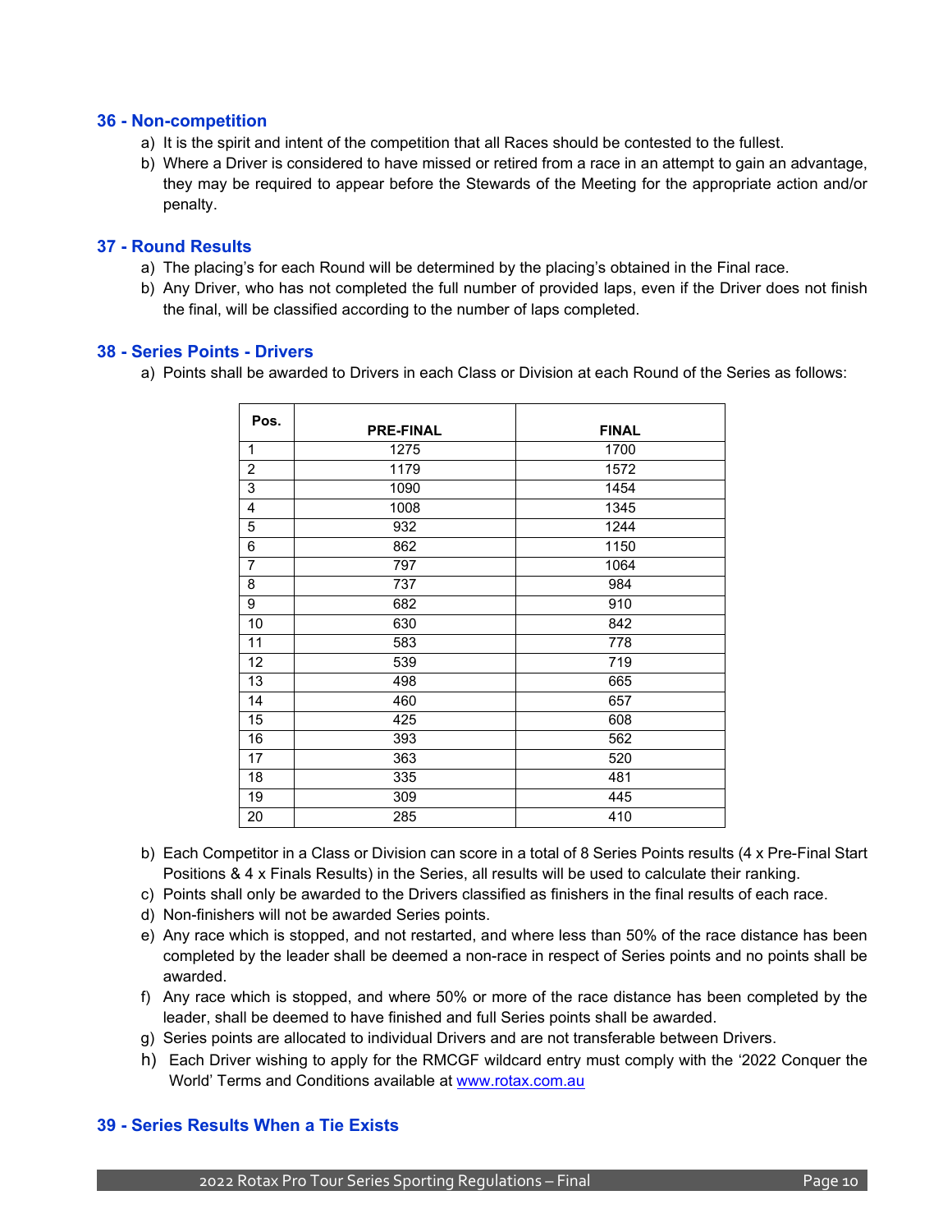## 36 - Non-competition

a) It is the spirit and intent of the competition that all Races should be contested to the fullest.

b) Where a Driver is considered to have missed or retired from a race in an attempt to gain an advantage, they may be required to appear before the Stewards of the Meeting for the appropriate action and/or penalty.

## 37 - Round Results

a) The placing's for each Round will be determined by the placing's obtained in the Final race.

b) Any Driver, who has not completed the full number of provided laps, even if the Driver does not finish the final, will be classified according to the number of laps completed.

## 38 - Series Points - Drivers

a) Points shall be awarded to Drivers in each Class or Division at each Round of the Series as follows:

| Pos. | PRE-FINAL | FINAL |
|---|---|---|
| 1 | 1275 | 1700 |
| 2 | 1179 | 1572 |
| 3 | 1090 | 1454 |
| 4 | 1008 | 1345 |
| 5 | 932 | 1244 |
| 6 | 862 | 1150 |
| 7 | 797 | 1064 |
| 8 | 737 | 984 |
| 9 | 682 | 910 |
| 10 | 630 | 842 |
| 11 | 583 | 778 |
| 12 | 539 | 719 |
| 13 | 498 | 665 |
| 14 | 460 | 657 |
| 15 | 425 | 608 |
| 16 | 393 | 562 |
| 17 | 363 | 520 |
| 18 | 335 | 481 |
| 19 | 309 | 445 |
| 20 | 285 | 410 |

b) Each Competitor in a Class or Division can score in a total of 8 Series Points results (4 x Pre-Final Start Positions & 4 x Finals Results) in the Series, all results will be used to calculate their ranking.

c) Points shall only be awarded to the Drivers classified as finishers in the final results of each race.

d) Non-finishers will not be awarded Series points.

e) Any race which is stopped, and not restarted, and where less than 50% of the race distance has been completed by the leader shall be deemed a non-race in respect of Series points and no points shall be awarded.

f) Any race which is stopped, and where 50% or more of the race distance has been completed by the leader, shall be deemed to have finished and full Series points shall be awarded.

g) Series points are allocated to individual Drivers and are not transferable between Drivers.

h) Each Driver wishing to apply for the RMCGF wildcard entry must comply with the '2022 Conquer the World' Terms and Conditions available at www.rotax.com.au

## 39 - Series Results When a Tie Exists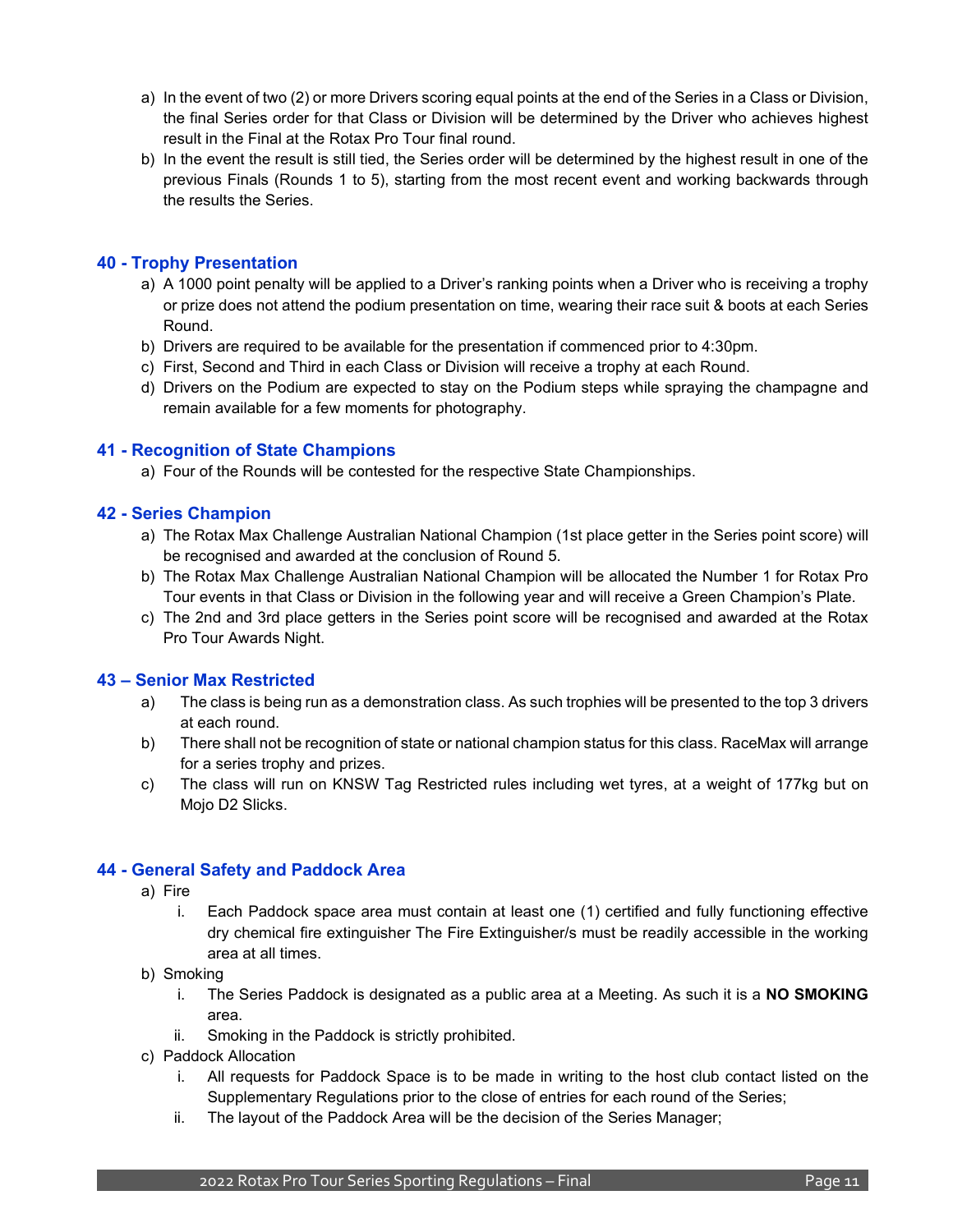a) In the event of two (2) or more Drivers scoring equal points at the end of the Series in a Class or Division, the final Series order for that Class or Division will be determined by the Driver who achieves highest result in the Final at the Rotax Pro Tour final round.
b) In the event the result is still tied, the Series order will be determined by the highest result in one of the previous Finals (Rounds 1 to 5), starting from the most recent event and working backwards through the results the Series.

## 40 - Trophy Presentation

a) A 1000 point penalty will be applied to a Driver's ranking points when a Driver who is receiving a trophy or prize does not attend the podium presentation on time, wearing their race suit & boots at each Series Round.
b) Drivers are required to be available for the presentation if commenced prior to 4:30pm.
c) First, Second and Third in each Class or Division will receive a trophy at each Round.
d) Drivers on the Podium are expected to stay on the Podium steps while spraying the champagne and remain available for a few moments for photography.

## 41 - Recognition of State Champions

a) Four of the Rounds will be contested for the respective State Championships.

## 42 - Series Champion

a) The Rotax Max Challenge Australian National Champion (1st place getter in the Series point score) will be recognised and awarded at the conclusion of Round 5.
b) The Rotax Max Challenge Australian National Champion will be allocated the Number 1 for Rotax Pro Tour events in that Class or Division in the following year and will receive a Green Champion's Plate.
c) The 2nd and 3rd place getters in the Series point score will be recognised and awarded at the Rotax Pro Tour Awards Night.

## 43 – Senior Max Restricted

a) The class is being run as a demonstration class. As such trophies will be presented to the top 3 drivers at each round.
b) There shall not be recognition of state or national champion status for this class. RaceMax will arrange for a series trophy and prizes.
c) The class will run on KNSW Tag Restricted rules including wet tyres, at a weight of 177kg but on Mojo D2 Slicks.

## 44 - General Safety and Paddock Area

a) Fire
   i. Each Paddock space area must contain at least one (1) certified and fully functioning effective dry chemical fire extinguisher The Fire Extinguisher/s must be readily accessible in the working area at all times.
b) Smoking
   i. The Series Paddock is designated as a public area at a Meeting. As such it is a **NO SMOKING** area.
   ii. Smoking in the Paddock is strictly prohibited.
c) Paddock Allocation
   i. All requests for Paddock Space is to be made in writing to the host club contact listed on the Supplementary Regulations prior to the close of entries for each round of the Series;
   ii. The layout of the Paddock Area will be the decision of the Series Manager;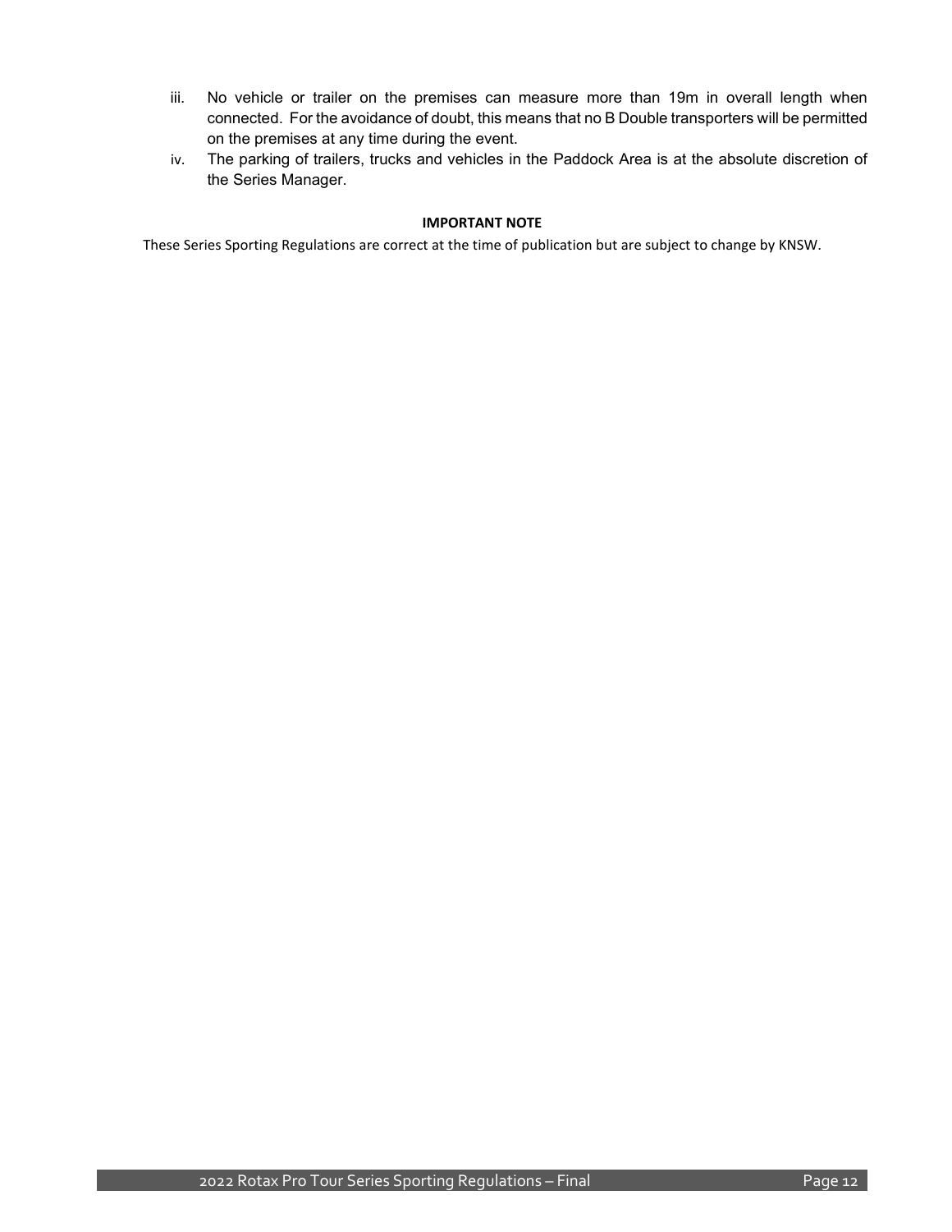iii. No vehicle or trailer on the premises can measure more than 19m in overall length when connected. For the avoidance of doubt, this means that no B Double transporters will be permitted on the premises at any time during the event.

iv. The parking of trailers, trucks and vehicles in the Paddock Area is at the absolute discretion of the Series Manager.

**IMPORTANT NOTE**

These Series Sporting Regulations are correct at the time of publication but are subject to change by KNSW.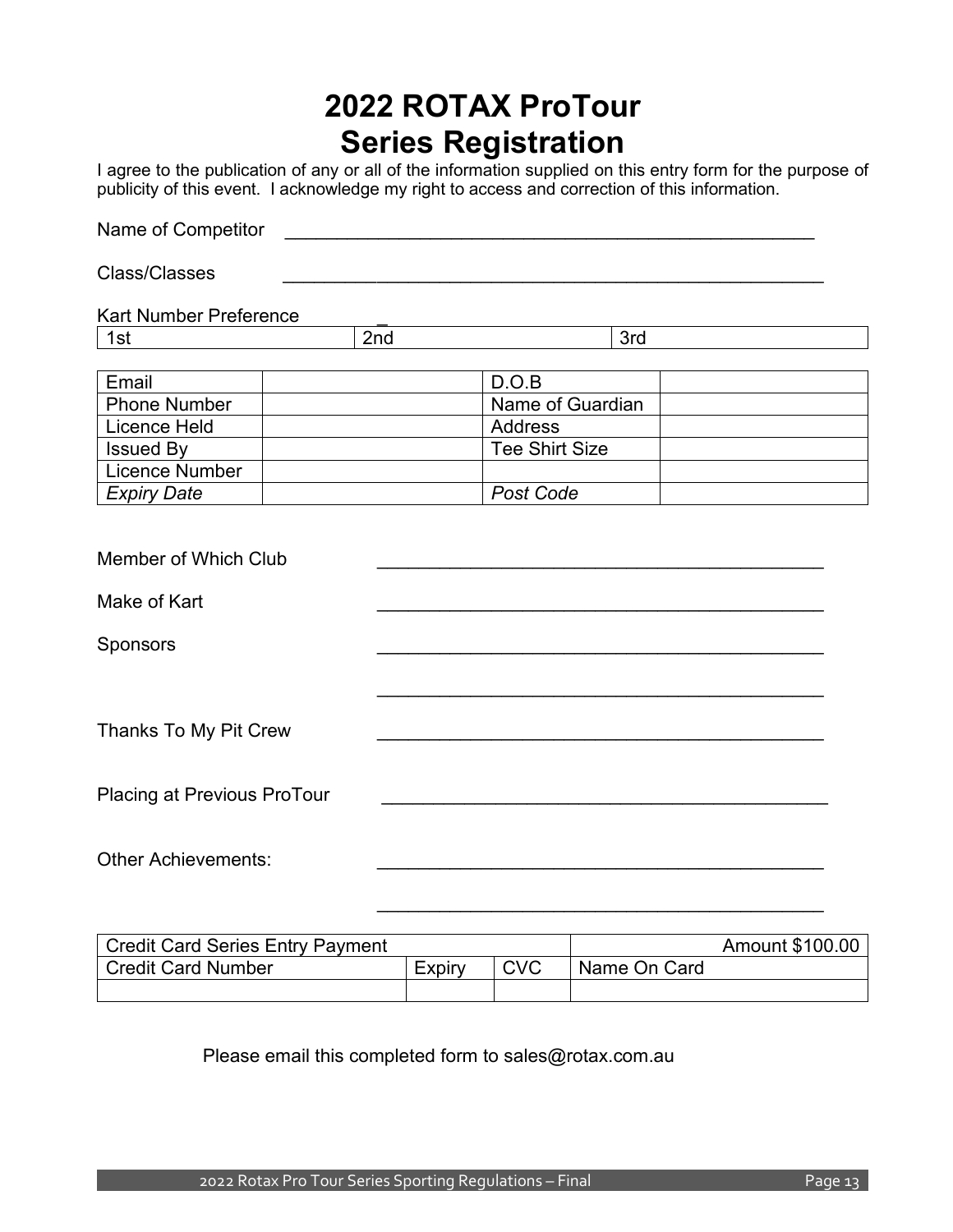# 2022 ROTAX ProTour Series Registration

I agree to the publication of any or all of the information supplied on this entry form for the purpose of publicity of this event. I acknowledge my right to access and correction of this information.

Name of Competitor _______________________________________________

Class/Classes _______________________________________________

Kart Number Preference _

| | | |
|---|---|---|
| 1st | 2nd | 3rd |

| | | | |
|---|---|---|---|
| Email | | D.O.B | |
| Phone Number | | Name of Guardian | |
| Licence Held | | Address | |
| Issued By | | Tee Shirt Size | |
| Licence Number | | | |
| *Expiry Date* | | *Post Code* | |

Member of Which Club _______________________________________________

Make of Kart _______________________________________________

Sponsors _______________________________________________

_______________________________________________

Thanks To My Pit Crew _______________________________________________

Placing at Previous ProTour _______________________________________________

Other Achievements: _______________________________________________

_______________________________________________

| Credit Card Series Entry Payment | | | Amount $100.00 |
|---|---|---|---|
| Credit Card Number | Expiry | CVC | Name On Card |
| | | | |

Please email this completed form to sales@rotax.com.au